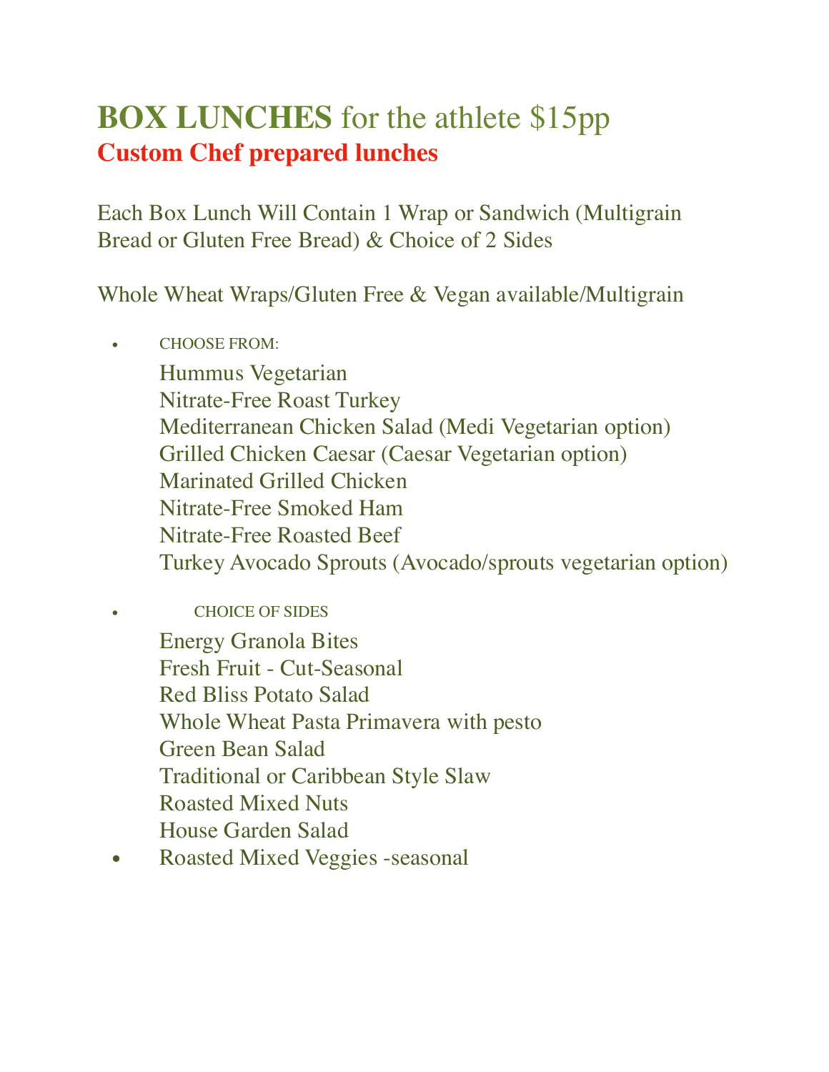# **BOX LUNCHES** for the athlete $15pp

## **Custom Chef prepared lunches**

Each Box Lunch Will Contain 1 Wrap or Sandwich (Multigrain Bread or Gluten Free Bread) & Choice of 2 Sides

Whole Wheat Wraps/Gluten Free & Vegan available/Multigrain

- CHOOSE FROM:

  Hummus Vegetarian
  Nitrate-Free Roast Turkey
  Mediterranean Chicken Salad (Medi Vegetarian option)
  Grilled Chicken Caesar (Caesar Vegetarian option)
  Marinated Grilled Chicken
  Nitrate-Free Smoked Ham
  Nitrate-Free Roasted Beef
  Turkey Avocado Sprouts (Avocado/sprouts vegetarian option)

- CHOICE OF SIDES

  Energy Granola Bites
  Fresh Fruit - Cut-Seasonal
  Red Bliss Potato Salad
  Whole Wheat Pasta Primavera with pesto
  Green Bean Salad
  Traditional or Caribbean Style Slaw
  Roasted Mixed Nuts
  House Garden Salad

- Roasted Mixed Veggies -seasonal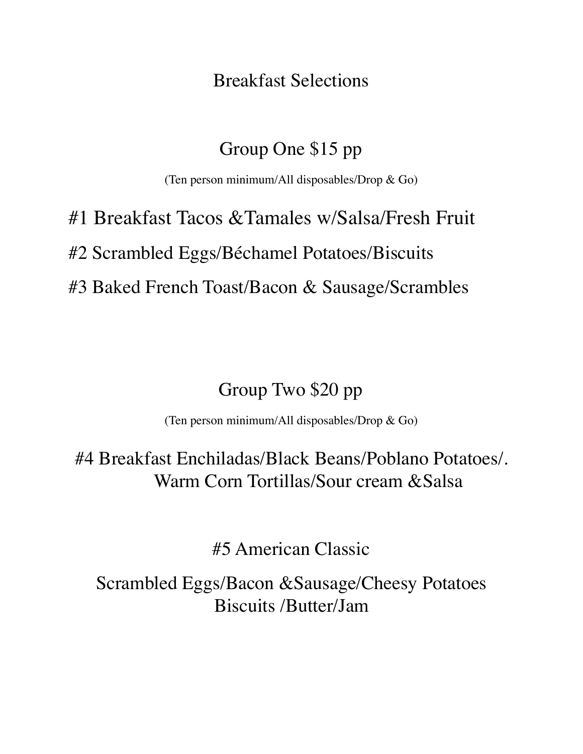# Breakfast Selections

## Group One $15 pp

(Ten person minimum/All disposables/Drop & Go)

#1 Breakfast Tacos &Tamales w/Salsa/Fresh Fruit

#2 Scrambled Eggs/Béchamel Potatoes/Biscuits

#3 Baked French Toast/Bacon & Sausage/Scrambles

## Group Two $20 pp

(Ten person minimum/All disposables/Drop & Go)

#4 Breakfast Enchiladas/Black Beans/Poblano Potatoes/.
Warm Corn Tortillas/Sour cream &Salsa

#5 American Classic

Scrambled Eggs/Bacon &Sausage/Cheesy Potatoes
Biscuits /Butter/Jam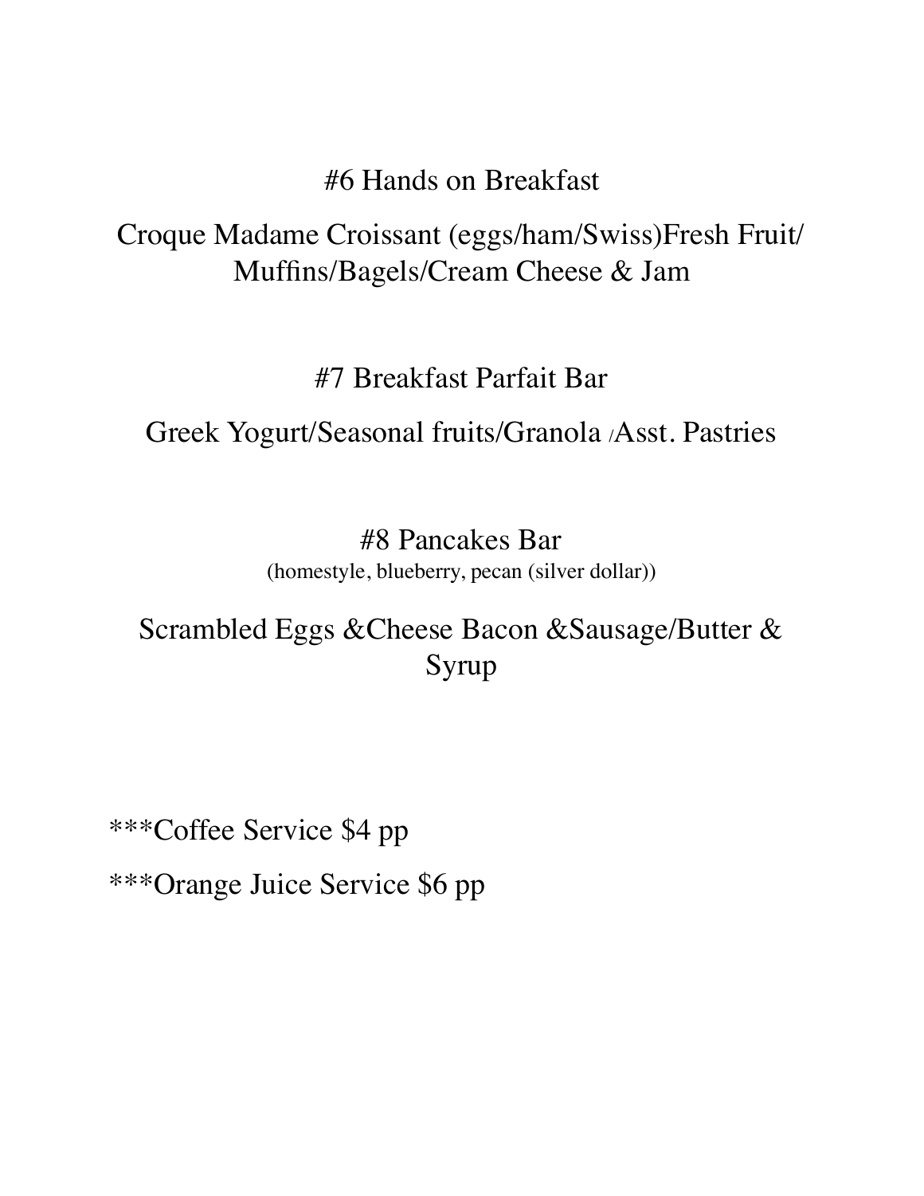## #6 Hands on Breakfast

Croque Madame Croissant (eggs/ham/Swiss)Fresh Fruit/ Muffins/Bagels/Cream Cheese & Jam

## #7 Breakfast Parfait Bar

Greek Yogurt/Seasonal fruits/Granola /Asst. Pastries

## #8 Pancakes Bar

(homestyle, blueberry, pecan (silver dollar))

Scrambled Eggs &Cheese Bacon &Sausage/Butter & Syrup

***Coffee Service $4 pp

***Orange Juice Service $6 pp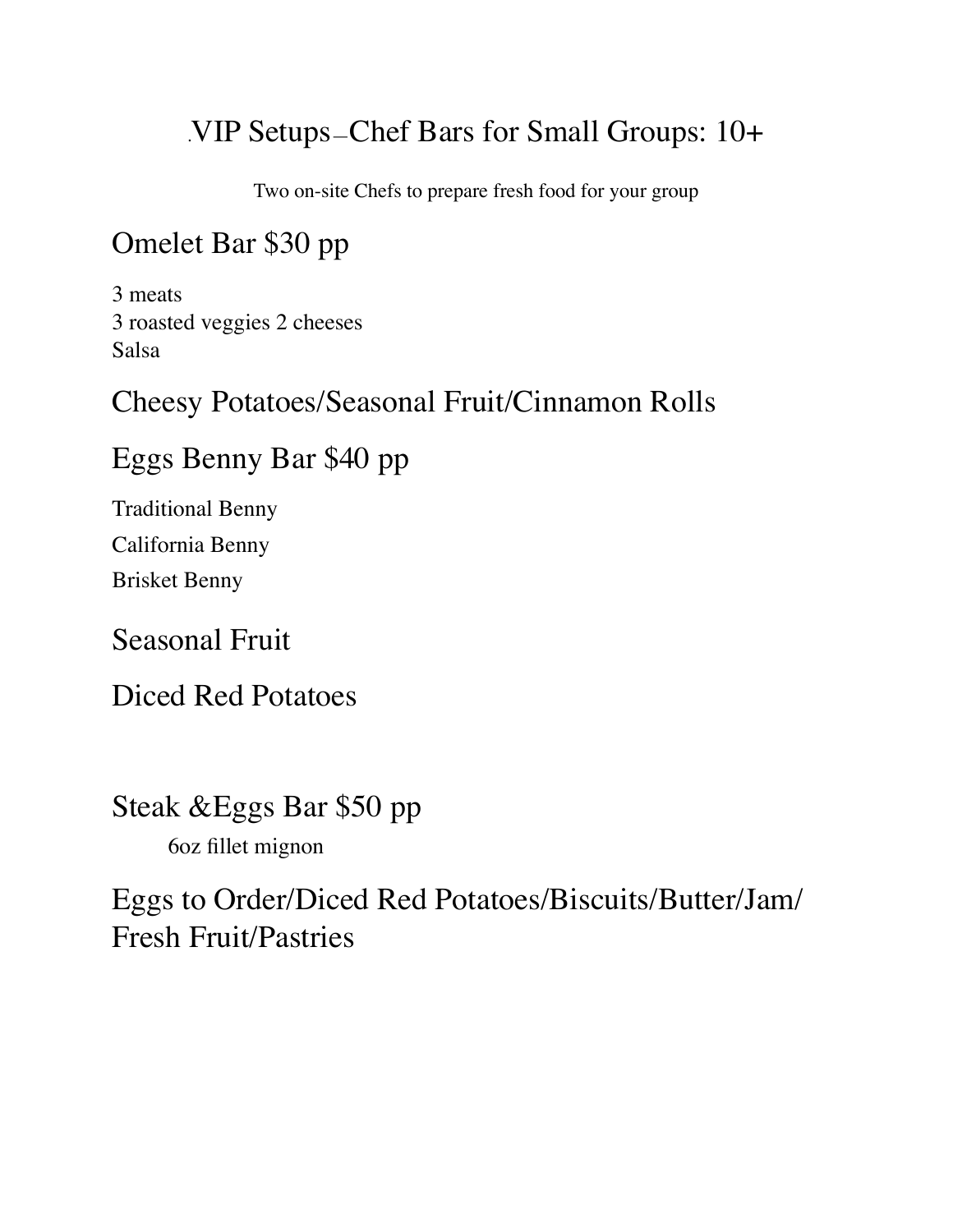# .VIP Setups–Chef Bars for Small Groups: 10+

Two on-site Chefs to prepare fresh food for your group

## Omelet Bar $30 pp

3 meats
3 roasted veggies 2 cheeses
Salsa

## Cheesy Potatoes/Seasonal Fruit/Cinnamon Rolls

## Eggs Benny Bar $40 pp

Traditional Benny

California Benny

Brisket Benny

## Seasonal Fruit

## Diced Red Potatoes

## Steak &Eggs Bar $50 pp

6oz fillet mignon

## Eggs to Order/Diced Red Potatoes/Biscuits/Butter/Jam/ Fresh Fruit/Pastries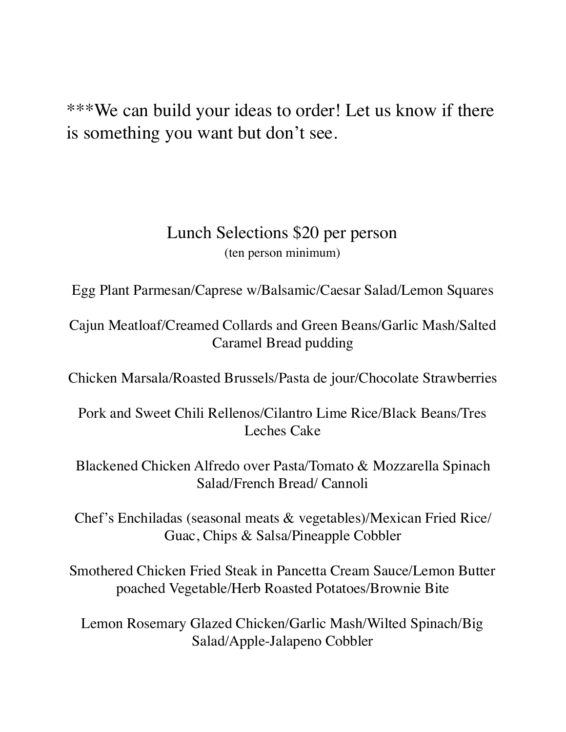***We can build your ideas to order! Let us know if there is something you want but don't see.

## Lunch Selections $20 per person

(ten person minimum)

Egg Plant Parmesan/Caprese w/Balsamic/Caesar Salad/Lemon Squares

Cajun Meatloaf/Creamed Collards and Green Beans/Garlic Mash/Salted Caramel Bread pudding

Chicken Marsala/Roasted Brussels/Pasta de jour/Chocolate Strawberries

Pork and Sweet Chili Rellenos/Cilantro Lime Rice/Black Beans/Tres Leches Cake

Blackened Chicken Alfredo over Pasta/Tomato & Mozzarella Spinach Salad/French Bread/ Cannoli

Chef's Enchiladas (seasonal meats & vegetables)/Mexican Fried Rice/ Guac, Chips & Salsa/Pineapple Cobbler

Smothered Chicken Fried Steak in Pancetta Cream Sauce/Lemon Butter poached Vegetable/Herb Roasted Potatoes/Brownie Bite

Lemon Rosemary Glazed Chicken/Garlic Mash/Wilted Spinach/Big Salad/Apple-Jalapeno Cobbler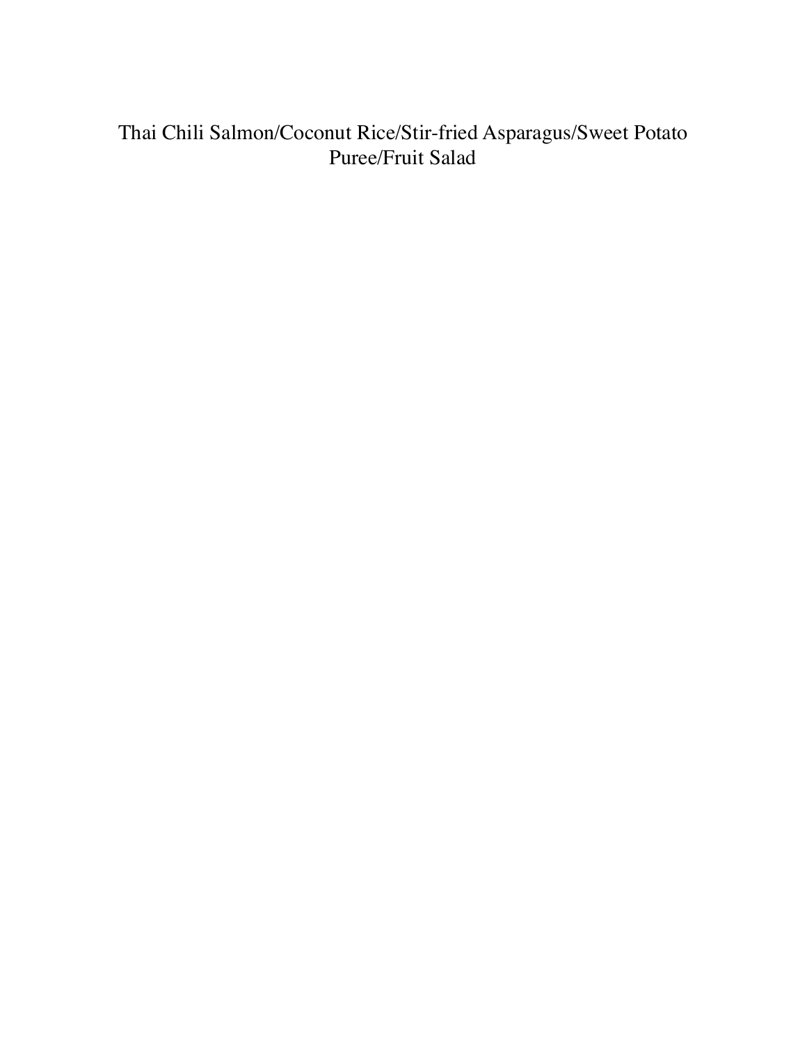Thai Chili Salmon/Coconut Rice/Stir-fried Asparagus/Sweet Potato Puree/Fruit Salad